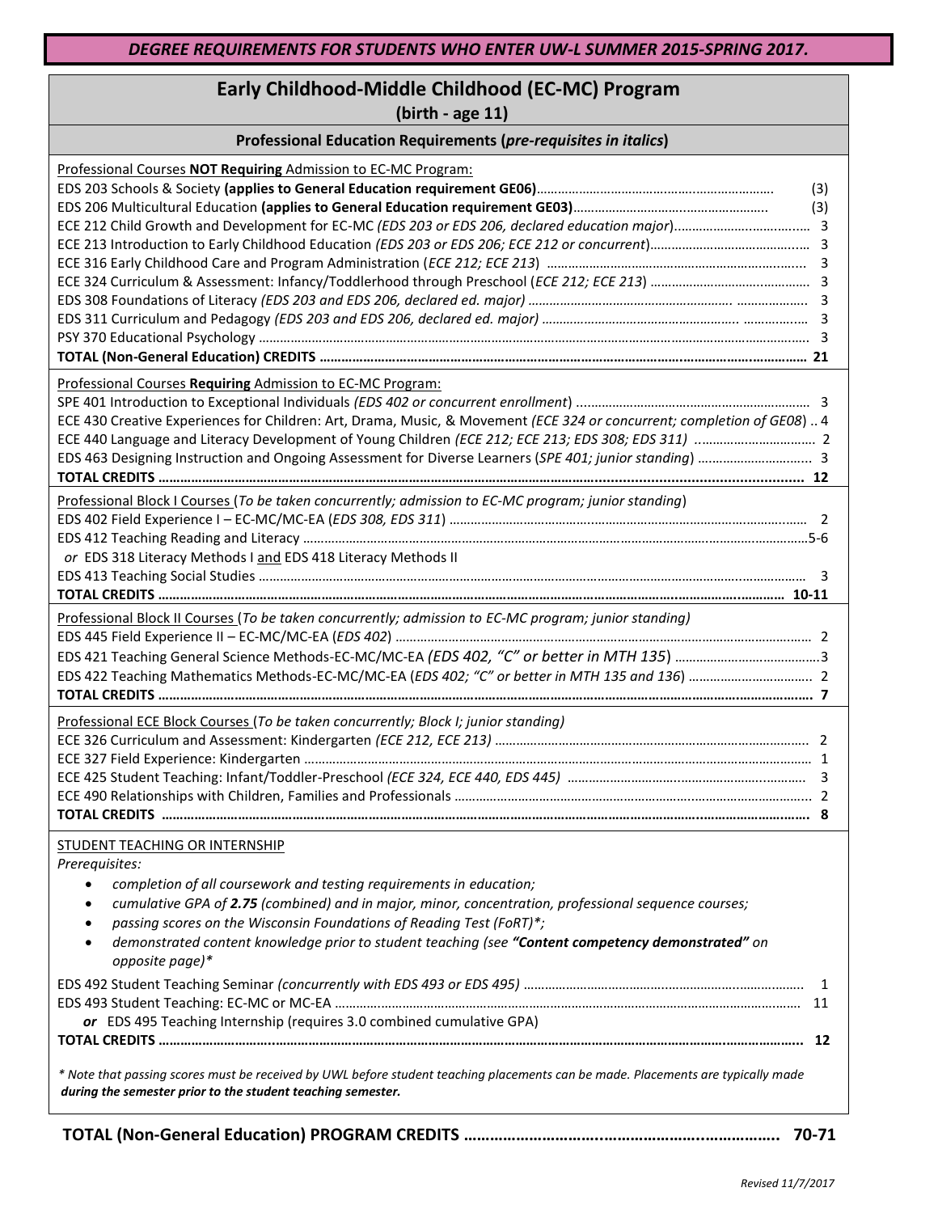***DEGREE REQUIREMENTS FOR STUDENTS WHO ENTER UW-L SUMMER 2015-SPRING 2017.***

# Early Childhood-Middle Childhood (EC-MC) Program

## (birth - age 11)

### Professional Education Requirements (*pre-requisites in italics*)

Professional Courses **NOT Requiring** Admission to EC-MC Program:

| Course | Credits |
|---|---|
| EDS 203 Schools & Society **(applies to General Education requirement GE06)** | (3) |
| EDS 206 Multicultural Education **(applies to General Education requirement GE03)** | (3) |
| ECE 212 Child Growth and Development for EC-MC *(EDS 203 or EDS 206, declared education major)* | 3 |
| ECE 213 Introduction to Early Childhood Education *(EDS 203 or EDS 206; ECE 212 or concurrent)* | 3 |
| ECE 316 Early Childhood Care and Program Administration (*ECE 212; ECE 213*) | 3 |
| ECE 324 Curriculum & Assessment: Infancy/Toddlerhood through Preschool (*ECE 212; ECE 213*) | 3 |
| EDS 308 Foundations of Literacy *(EDS 203 and EDS 206, declared ed. major)* | 3 |
| EDS 311 Curriculum and Pedagogy *(EDS 203 and EDS 206, declared ed. major)* | 3 |
| PSY 370 Educational Psychology | 3 |
| **TOTAL (Non-General Education) CREDITS** | **21** |

Professional Courses **Requiring** Admission to EC-MC Program:

| Course | Credits |
|---|---|
| SPE 401 Introduction to Exceptional Individuals *(EDS 402 or concurrent enrollment)* | 3 |
| ECE 430 Creative Experiences for Children: Art, Drama, Music, & Movement *(ECE 324 or concurrent; completion of GE08)* | 4 |
| ECE 440 Language and Literacy Development of Young Children *(ECE 212; ECE 213; EDS 308; EDS 311)* | 2 |
| EDS 463 Designing Instruction and Ongoing Assessment for Diverse Learners (*SPE 401; junior standing*) | 3 |
| **TOTAL CREDITS** | **12** |

Professional Block I Courses (*To be taken concurrently; admission to EC-MC program; junior standing*)

| Course | Credits |
|---|---|
| EDS 402 Field Experience I – EC-MC/MC-EA (*EDS 308, EDS 311*) | 2 |
| EDS 412 Teaching Reading and Literacy | 5-6 |
| *or* EDS 318 Literacy Methods I and EDS 418 Literacy Methods II | |
| EDS 413 Teaching Social Studies | 3 |
| **TOTAL CREDITS** | **10-11** |

Professional Block II Courses (*To be taken concurrently; admission to EC-MC program; junior standing)*

| Course | Credits |
|---|---|
| EDS 445 Field Experience II – EC-MC/MC-EA (*EDS 402*) | 2 |
| EDS 421 Teaching General Science Methods-EC-MC/MC-EA *(EDS 402, "C" or better in MTH 135)* | 3 |
| EDS 422 Teaching Mathematics Methods-EC-MC/MC-EA (*EDS 402; "C" or better in MTH 135 and 136*) | 2 |
| **TOTAL CREDITS** | **7** |

Professional ECE Block Courses (*To be taken concurrently; Block I; junior standing)*

| Course | Credits |
|---|---|
| ECE 326 Curriculum and Assessment: Kindergarten *(ECE 212, ECE 213)* | 2 |
| ECE 327 Field Experience: Kindergarten | 1 |
| ECE 425 Student Teaching: Infant/Toddler-Preschool *(ECE 324, ECE 440, EDS 445)* | 3 |
| ECE 490 Relationships with Children, Families and Professionals | 2 |
| **TOTAL CREDITS** | **8** |

STUDENT TEACHING OR INTERNSHIP

*Prerequisites:*

- *completion of all coursework and testing requirements in education;*
- *cumulative GPA of **2.75** (combined) and in major, minor, concentration, professional sequence courses;*
- *passing scores on the Wisconsin Foundations of Reading Test (FoRT)\*;*
- *demonstrated content knowledge prior to student teaching (see **"Content competency demonstrated"** on opposite page)\**

| Course | Credits |
|---|---|
| EDS 492 Student Teaching Seminar *(concurrently with EDS 493 or EDS 495)* | 1 |
| EDS 493 Student Teaching: EC-MC or MC-EA | 11 |
| ***or*** EDS 495 Teaching Internship (requires 3.0 combined cumulative GPA) | |
| **TOTAL CREDITS** | **12** |

*\* Note that passing scores must be received by UWL before student teaching placements can be made. Placements are typically made **during the semester prior to the student teaching semester.***

**TOTAL (Non-General Education) PROGRAM CREDITS ............ 70-71**

*Revised 11/7/2017*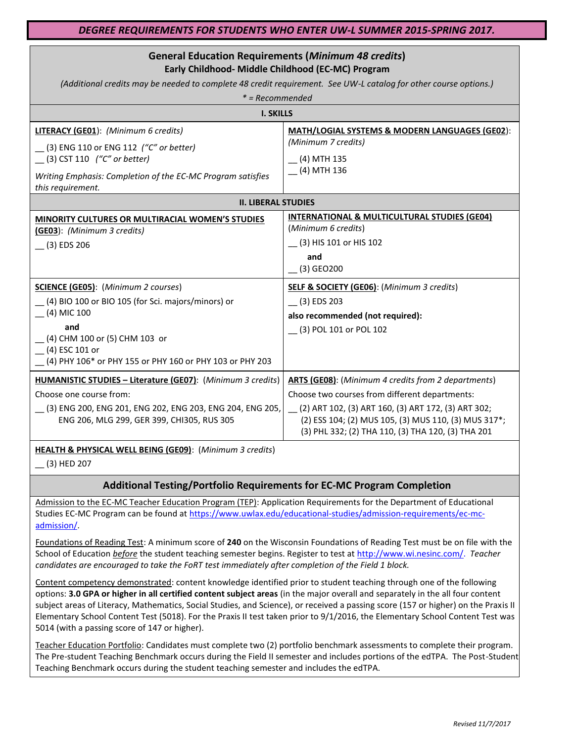***DEGREE REQUIREMENTS FOR STUDENTS WHO ENTER UW-L SUMMER 2015-SPRING 2017.***

## General Education Requirements (*Minimum 48 credits*)
### Early Childhood- Middle Childhood (EC-MC) Program

*(Additional credits may be needed to complete 48 credit requirement. See UW-L catalog for other course options.)*

*\* = Recommended*

### I. SKILLS

**LITERACY (GE01)**: *(Minimum 6 credits)*

__ (3) ENG 110 or ENG 112 *("C" or better)*
__ (3) CST 110 *("C" or better)*

*Writing Emphasis: Completion of the EC-MC Program satisfies this requirement.*

**MATH/LOGIAL SYSTEMS & MODERN LANGUAGES (GE02)**: *(Minimum 7 credits)*

__ (4) MTH 135
__ (4) MTH 136

### II. LIBERAL STUDIES

**MINORITY CULTURES OR MULTIRACIAL WOMEN'S STUDIES (GE03)**: *(Minimum 3 credits)*

__ (3) EDS 206

**INTERNATIONAL & MULTICULTURAL STUDIES (GE04)** (*Minimum 6 credits*)

__ (3) HIS 101 or HIS 102
**and**
__ (3) GEO200

**SCIENCE (GE05)**: (*Minimum 2 courses*)

__ (4) BIO 100 or BIO 105 (for Sci. majors/minors) or
__ (4) MIC 100
**and**
__ (4) CHM 100 or (5) CHM 103 or
__ (4) ESC 101 or
__ (4) PHY 106* or PHY 155 or PHY 160 or PHY 103 or PHY 203

**SELF & SOCIETY (GE06)**: (*Minimum 3 credits*)

__ (3) EDS 203

**also recommended (not required):**

__ (3) POL 101 or POL 102

**HUMANISTIC STUDIES – Literature (GE07)**: (*Minimum 3 credits*)

Choose one course from:

__ (3) ENG 200, ENG 201, ENG 202, ENG 203, ENG 204, ENG 205, ENG 206, MLG 299, GER 399, CHI305, RUS 305

**ARTS (GE08)**: (*Minimum 4 credits from 2 departments*)

Choose two courses from different departments:

__ (2) ART 102, (3) ART 160, (3) ART 172, (3) ART 302; (2) ESS 104; (2) MUS 105, (3) MUS 110, (3) MUS 317*; (3) PHL 332; (2) THA 110, (3) THA 120, (3) THA 201

**HEALTH & PHYSICAL WELL BEING (GE09)**: (*Minimum 3 credits*)

__ (3) HED 207

## Additional Testing/Portfolio Requirements for EC-MC Program Completion

Admission to the EC-MC Teacher Education Program (TEP): Application Requirements for the Department of Educational Studies EC-MC Program can be found at https://www.uwlax.edu/educational-studies/admission-requirements/ec-mc-admission/.

Foundations of Reading Test: A minimum score of **240** on the Wisconsin Foundations of Reading Test must be on file with the School of Education *before* the student teaching semester begins. Register to test at http://www.wi.nesinc.com/. *Teacher candidates are encouraged to take the FoRT test immediately after completion of the Field 1 block.*

Content competency demonstrated: content knowledge identified prior to student teaching through one of the following options: **3.0 GPA or higher in all certified content subject areas** (in the major overall and separately in the all four content subject areas of Literacy, Mathematics, Social Studies, and Science), or received a passing score (157 or higher) on the Praxis II Elementary School Content Test (5018). For the Praxis II test taken prior to 9/1/2016, the Elementary School Content Test was 5014 (with a passing score of 147 or higher).

Teacher Education Portfolio: Candidates must complete two (2) portfolio benchmark assessments to complete their program. The Pre-student Teaching Benchmark occurs during the Field II semester and includes portions of the edTPA. The Post-Student Teaching Benchmark occurs during the student teaching semester and includes the edTPA.

*Revised 11/7/2017*